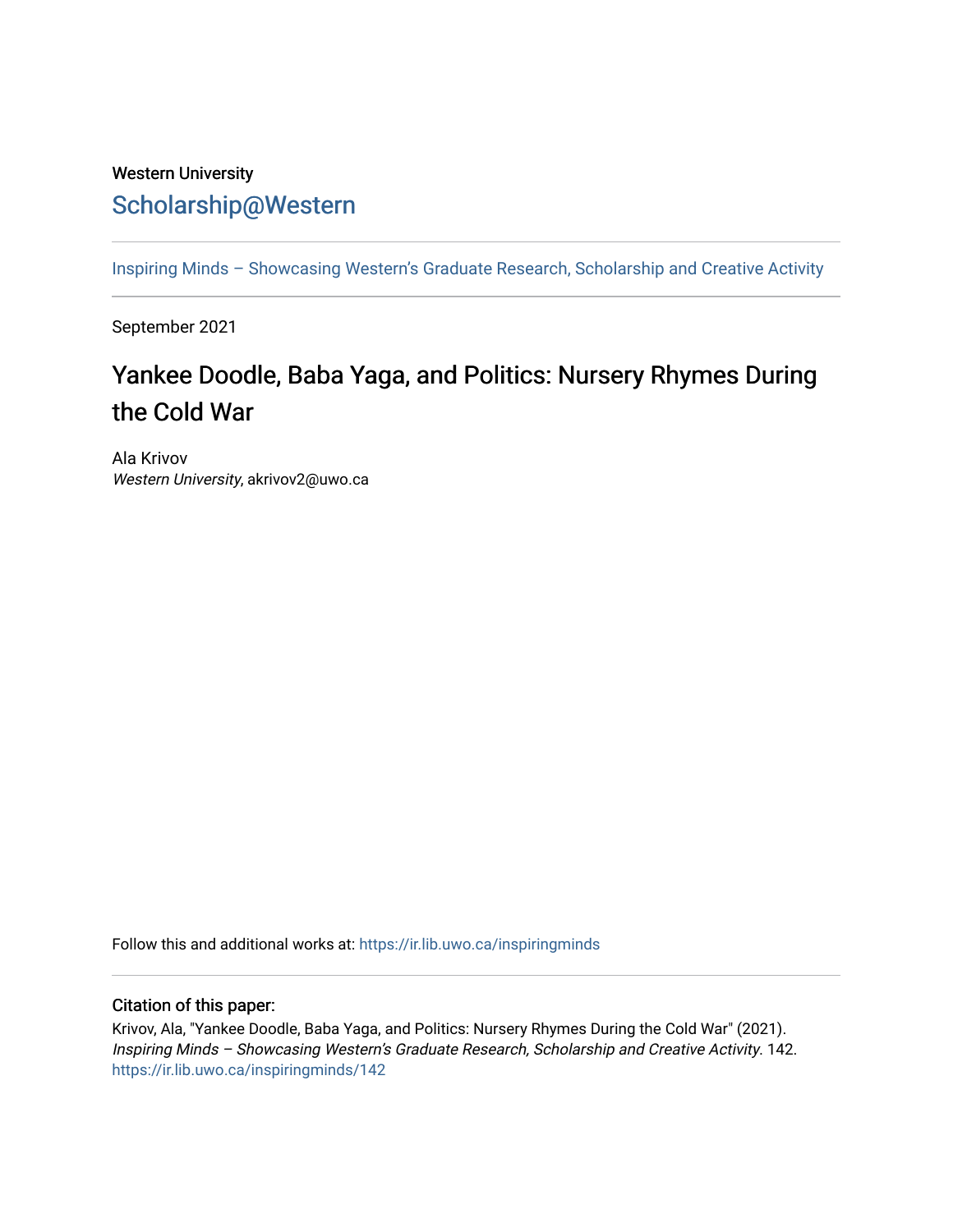Western University

# Scholarship@Western

Inspiring Minds – Showcasing Western's Graduate Research, Scholarship and Creative Activity

September 2021

## Yankee Doodle, Baba Yaga, and Politics: Nursery Rhymes During the Cold War

Ala Krivov
*Western University*, akrivov2@uwo.ca

Follow this and additional works at: https://ir.lib.uwo.ca/inspiringminds

### Citation of this paper:

Krivov, Ala, "Yankee Doodle, Baba Yaga, and Politics: Nursery Rhymes During the Cold War" (2021). *Inspiring Minds – Showcasing Western's Graduate Research, Scholarship and Creative Activity*. 142.
https://ir.lib.uwo.ca/inspiringminds/142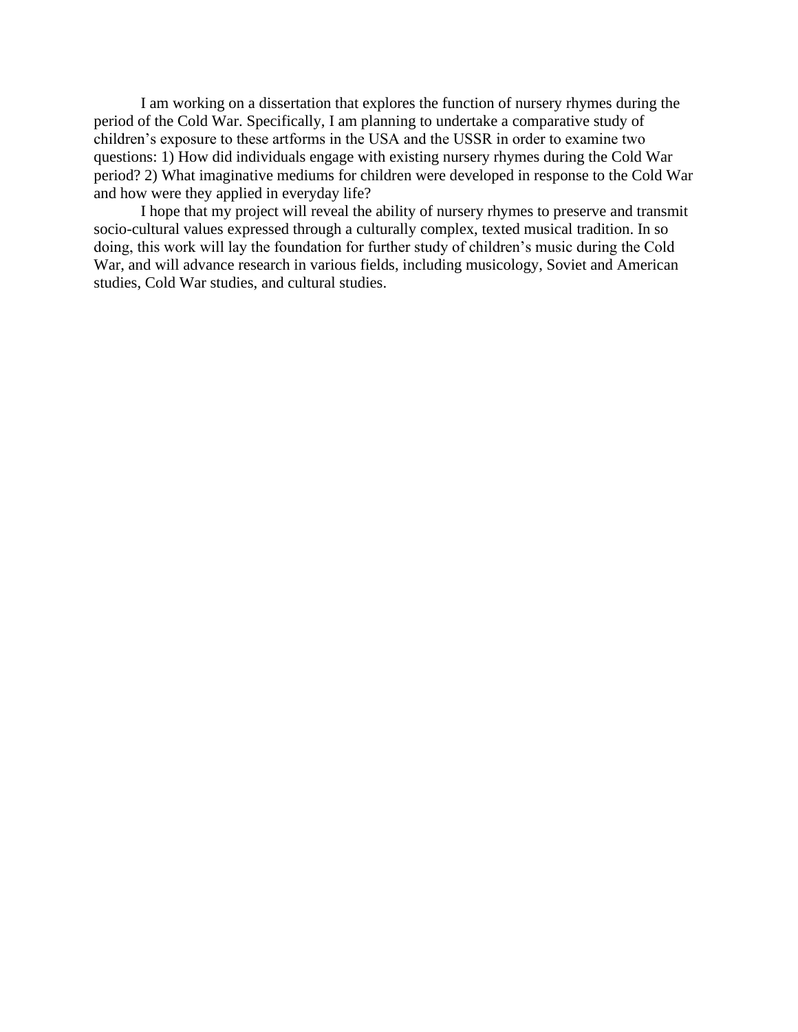I am working on a dissertation that explores the function of nursery rhymes during the period of the Cold War. Specifically, I am planning to undertake a comparative study of children's exposure to these artforms in the USA and the USSR in order to examine two questions: 1) How did individuals engage with existing nursery rhymes during the Cold War period? 2) What imaginative mediums for children were developed in response to the Cold War and how were they applied in everyday life?

I hope that my project will reveal the ability of nursery rhymes to preserve and transmit socio-cultural values expressed through a culturally complex, texted musical tradition. In so doing, this work will lay the foundation for further study of children's music during the Cold War, and will advance research in various fields, including musicology, Soviet and American studies, Cold War studies, and cultural studies.